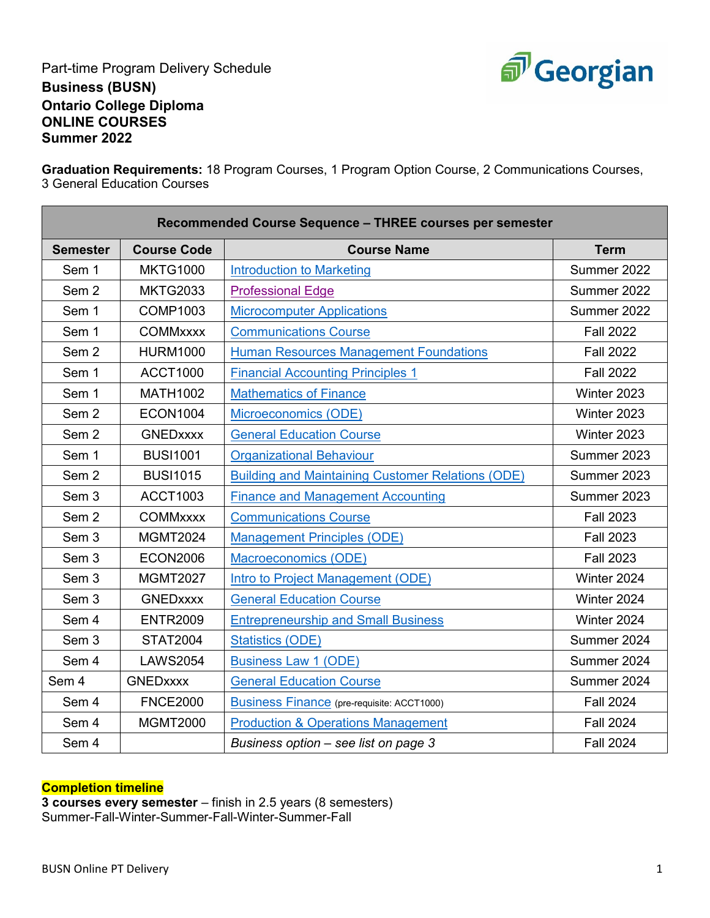Part-time Program Delivery Schedule

**Business (BUSN)**
**Ontario College Diploma**
**ONLINE COURSES**
**Summer 2022**

**Graduation Requirements:** 18 Program Courses, 1 Program Option Course, 2 Communications Courses, 3 General Education Courses

| Recommended Course Sequence – THREE courses per semester | | | |
|---|---|---|---|
| **Semester** | **Course Code** | **Course Name** | **Term** |
| Sem 1 | MKTG1000 | Introduction to Marketing | Summer 2022 |
| Sem 2 | MKTG2033 | Professional Edge | Summer 2022 |
| Sem 1 | COMP1003 | Microcomputer Applications | Summer 2022 |
| Sem 1 | COMMxxxx | Communications Course | Fall 2022 |
| Sem 2 | HURM1000 | Human Resources Management Foundations | Fall 2022 |
| Sem 1 | ACCT1000 | Financial Accounting Principles 1 | Fall 2022 |
| Sem 1 | MATH1002 | Mathematics of Finance | Winter 2023 |
| Sem 2 | ECON1004 | Microeconomics (ODE) | Winter 2023 |
| Sem 2 | GNEDxxxx | General Education Course | Winter 2023 |
| Sem 1 | BUSI1001 | Organizational Behaviour | Summer 2023 |
| Sem 2 | BUSI1015 | Building and Maintaining Customer Relations (ODE) | Summer 2023 |
| Sem 3 | ACCT1003 | Finance and Management Accounting | Summer 2023 |
| Sem 2 | COMMxxxx | Communications Course | Fall 2023 |
| Sem 3 | MGMT2024 | Management Principles (ODE) | Fall 2023 |
| Sem 3 | ECON2006 | Macroeconomics (ODE) | Fall 2023 |
| Sem 3 | MGMT2027 | Intro to Project Management (ODE) | Winter 2024 |
| Sem 3 | GNEDxxxx | General Education Course | Winter 2024 |
| Sem 4 | ENTR2009 | Entrepreneurship and Small Business | Winter 2024 |
| Sem 3 | STAT2004 | Statistics (ODE) | Summer 2024 |
| Sem 4 | LAWS2054 | Business Law 1 (ODE) | Summer 2024 |
| Sem 4 | GNEDxxxx | General Education Course | Summer 2024 |
| Sem 4 | FNCE2000 | Business Finance (pre-requisite: ACCT1000) | Fall 2024 |
| Sem 4 | MGMT2000 | Production & Operations Management | Fall 2024 |
| Sem 4 | | *Business option – see list on page 3* | Fall 2024 |

**Completion timeline**

**3 courses every semester** – finish in 2.5 years (8 semesters)
Summer-Fall-Winter-Summer-Fall-Winter-Summer-Fall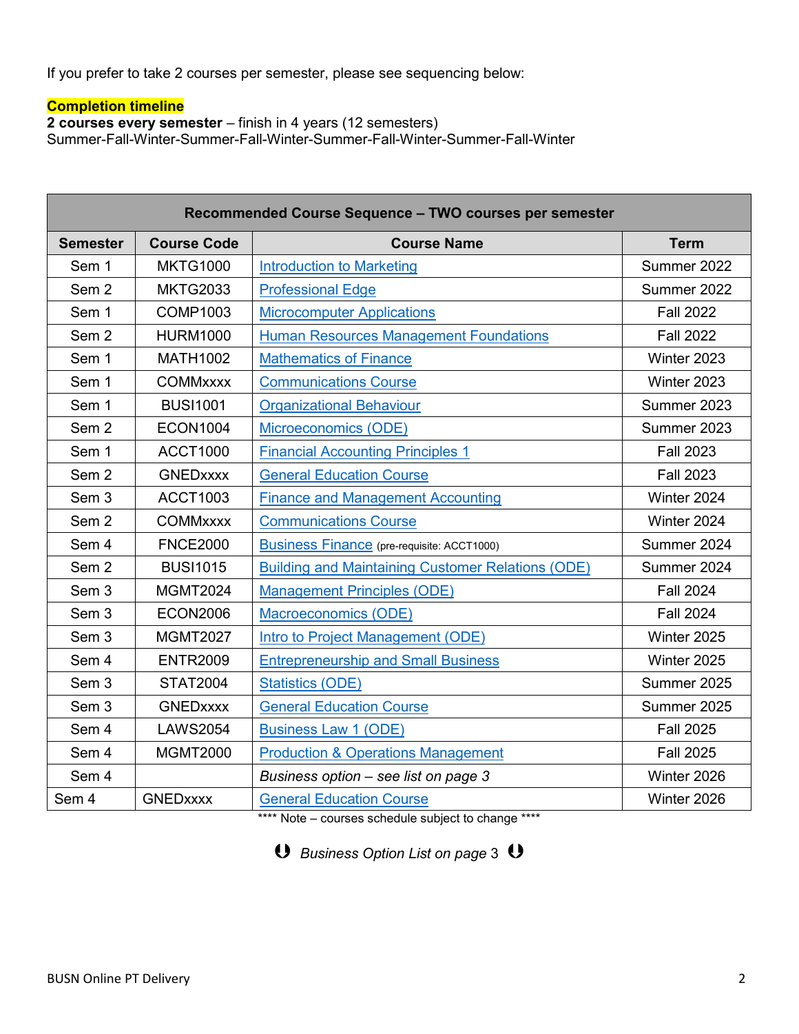If you prefer to take 2 courses per semester, please see sequencing below:

**Completion timeline**
**2 courses every semester** – finish in 4 years (12 semesters)
Summer-Fall-Winter-Summer-Fall-Winter-Summer-Fall-Winter-Summer-Fall-Winter

| **Recommended Course Sequence – TWO courses per semester** | | | |
|---|---|---|---|
| **Semester** | **Course Code** | **Course Name** | **Term** |
| Sem 1 | MKTG1000 | Introduction to Marketing | Summer 2022 |
| Sem 2 | MKTG2033 | Professional Edge | Summer 2022 |
| Sem 1 | COMP1003 | Microcomputer Applications | Fall 2022 |
| Sem 2 | HURM1000 | Human Resources Management Foundations | Fall 2022 |
| Sem 1 | MATH1002 | Mathematics of Finance | Winter 2023 |
| Sem 1 | COMMxxxx | Communications Course | Winter 2023 |
| Sem 1 | BUSI1001 | Organizational Behaviour | Summer 2023 |
| Sem 2 | ECON1004 | Microeconomics (ODE) | Summer 2023 |
| Sem 1 | ACCT1000 | Financial Accounting Principles 1 | Fall 2023 |
| Sem 2 | GNEDxxxx | General Education Course | Fall 2023 |
| Sem 3 | ACCT1003 | Finance and Management Accounting | Winter 2024 |
| Sem 2 | COMMxxxx | Communications Course | Winter 2024 |
| Sem 4 | FNCE2000 | Business Finance (pre-requisite: ACCT1000) | Summer 2024 |
| Sem 2 | BUSI1015 | Building and Maintaining Customer Relations (ODE) | Summer 2024 |
| Sem 3 | MGMT2024 | Management Principles (ODE) | Fall 2024 |
| Sem 3 | ECON2006 | Macroeconomics (ODE) | Fall 2024 |
| Sem 3 | MGMT2027 | Intro to Project Management (ODE) | Winter 2025 |
| Sem 4 | ENTR2009 | Entrepreneurship and Small Business | Winter 2025 |
| Sem 3 | STAT2004 | Statistics (ODE) | Summer 2025 |
| Sem 3 | GNEDxxxx | General Education Course | Summer 2025 |
| Sem 4 | LAWS2054 | Business Law 1 (ODE) | Fall 2025 |
| Sem 4 | MGMT2000 | Production & Operations Management | Fall 2025 |
| Sem 4 | | *Business option – see list on page 3* | Winter 2026 |
| Sem 4 | GNEDxxxx | General Education Course | Winter 2026 |

**** Note – courses schedule subject to change ****

*Business Option List on page* 3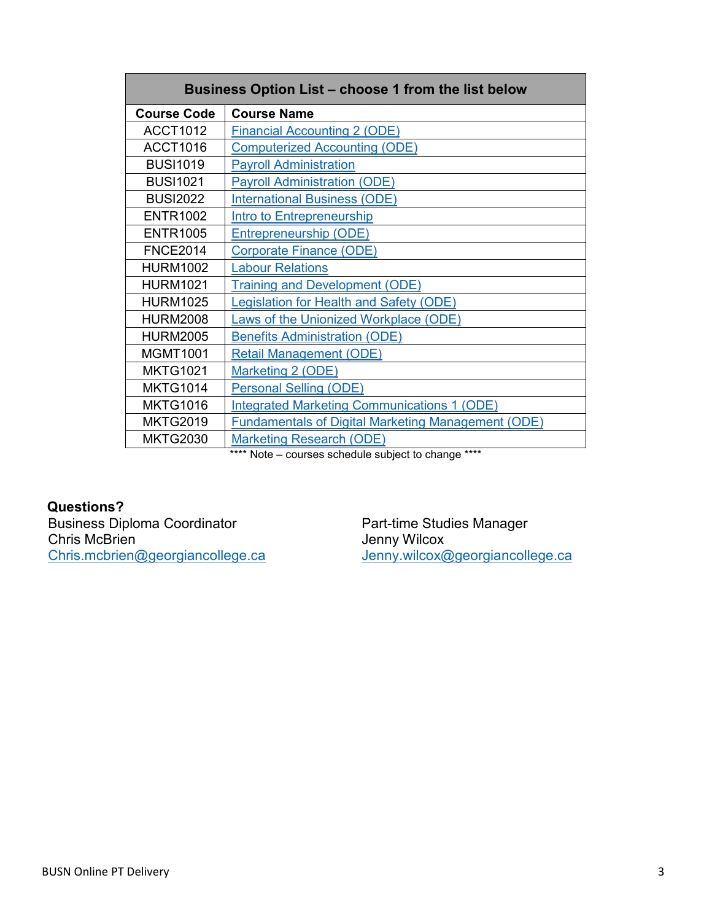| Business Option List – choose 1 from the list below | |
|---|---|
| **Course Code** | **Course Name** |
| ACCT1012 | Financial Accounting 2 (ODE) |
| ACCT1016 | Computerized Accounting (ODE) |
| BUSI1019 | Payroll Administration |
| BUSI1021 | Payroll Administration (ODE) |
| BUSI2022 | International Business (ODE) |
| ENTR1002 | Intro to Entrepreneurship |
| ENTR1005 | Entrepreneurship (ODE) |
| FNCE2014 | Corporate Finance (ODE) |
| HURM1002 | Labour Relations |
| HURM1021 | Training and Development (ODE) |
| HURM1025 | Legislation for Health and Safety (ODE) |
| HURM2008 | Laws of the Unionized Workplace (ODE) |
| HURM2005 | Benefits Administration (ODE) |
| MGMT1001 | Retail Management (ODE) |
| MKTG1021 | Marketing 2 (ODE) |
| MKTG1014 | Personal Selling (ODE) |
| MKTG1016 | Integrated Marketing Communications 1 (ODE) |
| MKTG2019 | Fundamentals of Digital Marketing Management (ODE) |
| MKTG2030 | Marketing Research (ODE) |

**** Note – courses schedule subject to change ****

**Questions?**

Business Diploma Coordinator
Chris McBrien
Chris.mcbrien@georgiancollege.ca

Part-time Studies Manager
Jenny Wilcox
Jenny.wilcox@georgiancollege.ca